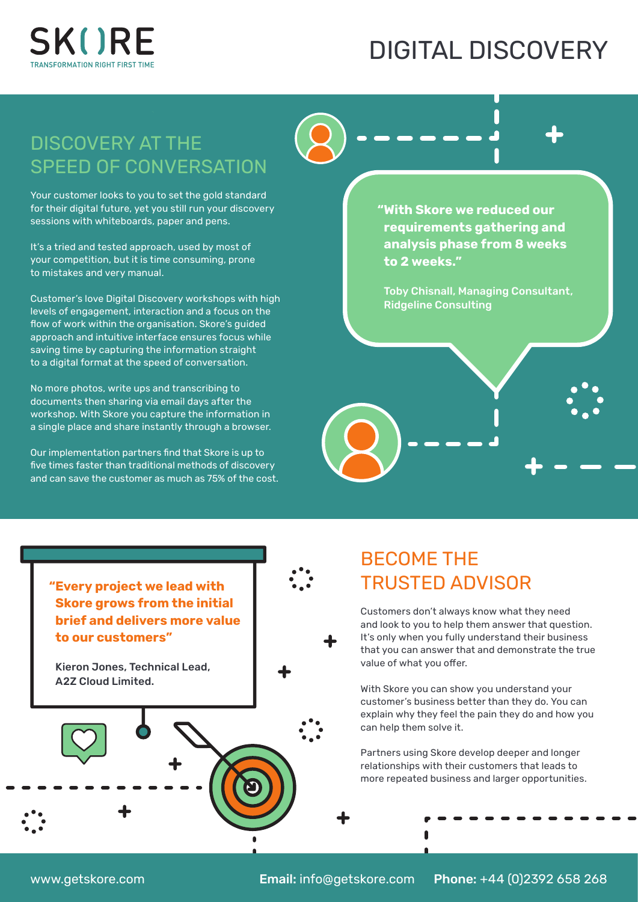# SKORE

TRANSFORMATION RIGHT FIRST TIME

# DIGITAL DISCOVERY

## DISCOVERY AT THE SPEED OF CONVERSATION

Your customer looks to you to set the gold standard for their digital future, yet you still run your discovery sessions with whiteboards, paper and pens.

It's a tried and tested approach, used by most of your competition, but it is time consuming, prone to mistakes and very manual.

Customer's love Digital Discovery workshops with high levels of engagement, interaction and a focus on the flow of work within the organisation. Skore's guided approach and intuitive interface ensures focus while saving time by capturing the information straight to a digital format at the speed of conversation.

No more photos, write ups and transcribing to documents then sharing via email days after the workshop. With Skore you capture the information in a single place and share instantly through a browser.

Our implementation partners find that Skore is up to five times faster than traditional methods of discovery and can save the customer as much as 75% of the cost.

> **"With Skore we reduced our requirements gathering and analysis phase from 8 weeks to 2 weeks."**
>
> **Toby Chisnall, Managing Consultant, Ridgeline Consulting**

> **"Every project we lead with Skore grows from the initial brief and delivers more value to our customers"**
>
> **Kieron Jones, Technical Lead, A2Z Cloud Limited.**

## BECOME THE TRUSTED ADVISOR

Customers don't always know what they need and look to you to help them answer that question. It's only when you fully understand their business that you can answer that and demonstrate the true value of what you offer.

With Skore you can show you understand your customer's business better than they do. You can explain why they feel the pain they do and how you can help them solve it.

Partners using Skore develop deeper and longer relationships with their customers that leads to more repeated business and larger opportunities.

www.getskore.com **Email:** info@getskore.com **Phone:** +44 (0)2392 658 268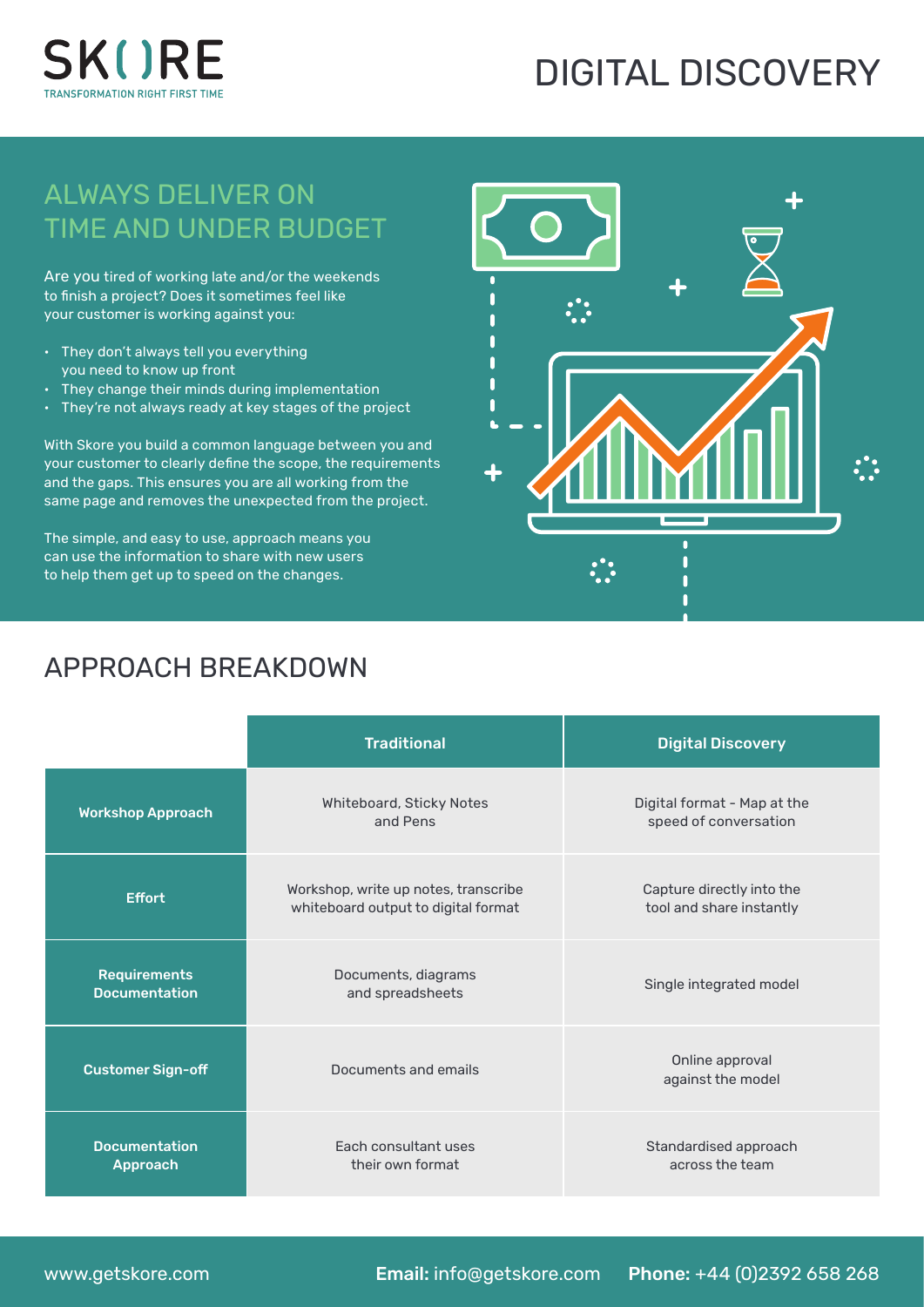# DIGITAL DISCOVERY

SKORE
TRANSFORMATION RIGHT FIRST TIME

## ALWAYS DELIVER ON TIME AND UNDER BUDGET

Are you tired of working late and/or the weekends to finish a project? Does it sometimes feel like your customer is working against you:

- They don't always tell you everything you need to know up front
- They change their minds during implementation
- They're not always ready at key stages of the project

With Skore you build a common language between you and your customer to clearly define the scope, the requirements and the gaps. This ensures you are all working from the same page and removes the unexpected from the project.

The simple, and easy to use, approach means you can use the information to share with new users to help them get up to speed on the changes.

## APPROACH BREAKDOWN

| | Traditional | Digital Discovery |
|---|---|---|
| **Workshop Approach** | Whiteboard, Sticky Notes and Pens | Digital format - Map at the speed of conversation |
| **Effort** | Workshop, write up notes, transcribe whiteboard output to digital format | Capture directly into the tool and share instantly |
| **Requirements Documentation** | Documents, diagrams and spreadsheets | Single integrated model |
| **Customer Sign-off** | Documents and emails | Online approval against the model |
| **Documentation Approach** | Each consultant uses their own format | Standardised approach across the team |

www.getskore.com **Email:** info@getskore.com **Phone:** +44 (0)2392 658 268